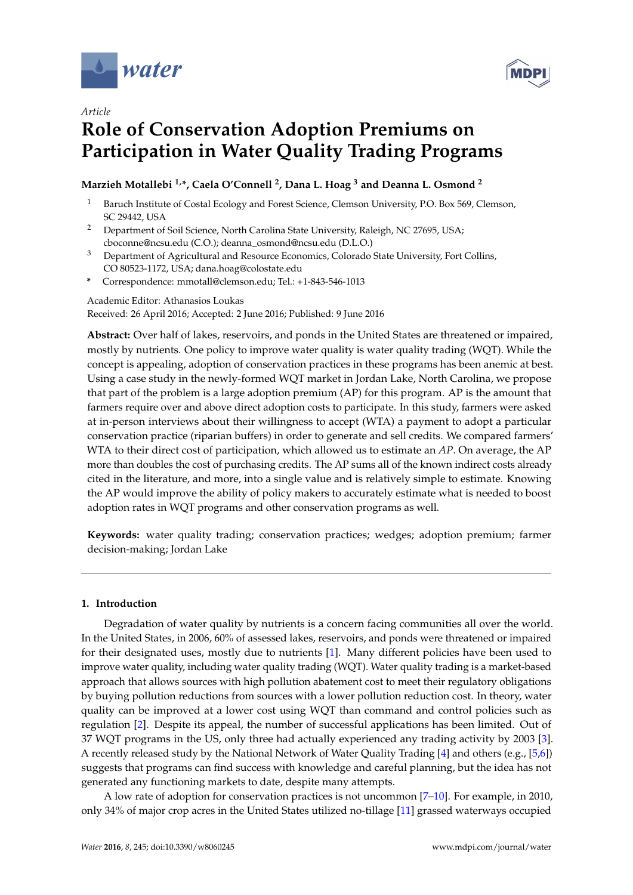*Article*

# Role of Conservation Adoption Premiums on Participation in Water Quality Trading Programs

**Marzieh Motallebi [1,*], Caela O'Connell [2], Dana L. Hoag [3] and Deanna L. Osmond [2]**

[1] Baruch Institute of Costal Ecology and Forest Science, Clemson University, P.O. Box 569, Clemson, SC 29442, USA

[2] Department of Soil Science, North Carolina State University, Raleigh, NC 27695, USA; cboconne@ncsu.edu (C.O.); deanna_osmond@ncsu.edu (D.L.O.)

[3] Department of Agricultural and Resource Economics, Colorado State University, Fort Collins, CO 80523-1172, USA; dana.hoag@colostate.edu

\* Correspondence: mmotall@clemson.edu; Tel.: +1-843-546-1013

Academic Editor: Athanasios Loukas

Received: 26 April 2016; Accepted: 2 June 2016; Published: 9 June 2016

**Abstract:** Over half of lakes, reservoirs, and ponds in the United States are threatened or impaired, mostly by nutrients. One policy to improve water quality is water quality trading (WQT). While the concept is appealing, adoption of conservation practices in these programs has been anemic at best. Using a case study in the newly-formed WQT market in Jordan Lake, North Carolina, we propose that part of the problem is a large adoption premium (AP) for this program. AP is the amount that farmers require over and above direct adoption costs to participate. In this study, farmers were asked at in-person interviews about their willingness to accept (WTA) a payment to adopt a particular conservation practice (riparian buffers) in order to generate and sell credits. We compared farmers' WTA to their direct cost of participation, which allowed us to estimate an *AP*. On average, the AP more than doubles the cost of purchasing credits. The AP sums all of the known indirect costs already cited in the literature, and more, into a single value and is relatively simple to estimate. Knowing the AP would improve the ability of policy makers to accurately estimate what is needed to boost adoption rates in WQT programs and other conservation programs as well.

**Keywords:** water quality trading; conservation practices; wedges; adoption premium; farmer decision-making; Jordan Lake

## 1. Introduction

Degradation of water quality by nutrients is a concern facing communities all over the world. In the United States, in 2006, 60% of assessed lakes, reservoirs, and ponds were threatened or impaired for their designated uses, mostly due to nutrients [1]. Many different policies have been used to improve water quality, including water quality trading (WQT). Water quality trading is a market-based approach that allows sources with high pollution abatement cost to meet their regulatory obligations by buying pollution reductions from sources with a lower pollution reduction cost. In theory, water quality can be improved at a lower cost using WQT than command and control policies such as regulation [2]. Despite its appeal, the number of successful applications has been limited. Out of 37 WQT programs in the US, only three had actually experienced any trading activity by 2003 [3]. A recently released study by the National Network of Water Quality Trading [4] and others (e.g., [5,6]) suggests that programs can find success with knowledge and careful planning, but the idea has not generated any functioning markets to date, despite many attempts.

A low rate of adoption for conservation practices is not uncommon [7–10]. For example, in 2010, only 34% of major crop acres in the United States utilized no-tillage [11] grassed waterways occupied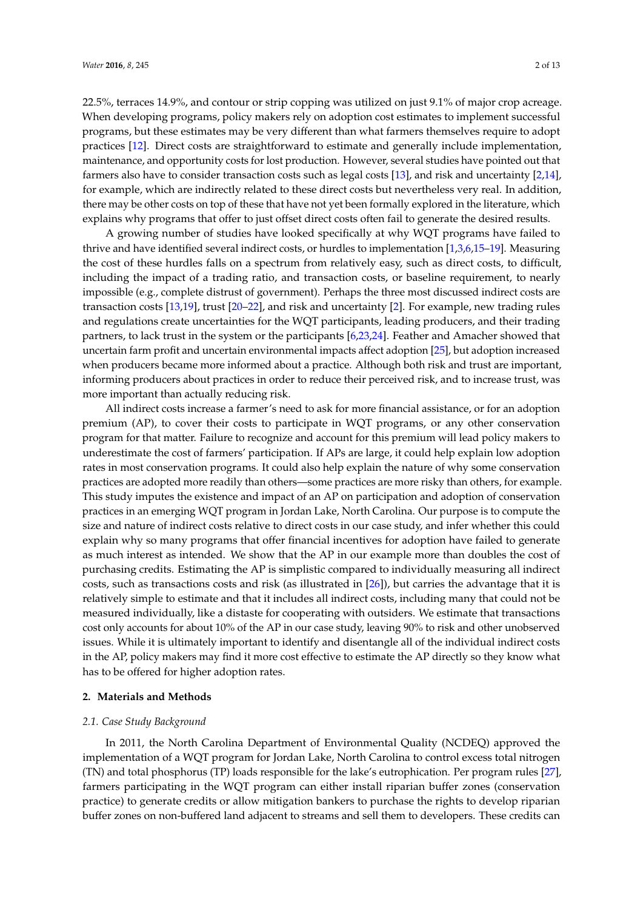22.5%, terraces 14.9%, and contour or strip copping was utilized on just 9.1% of major crop acreage. When developing programs, policy makers rely on adoption cost estimates to implement successful programs, but these estimates may be very different than what farmers themselves require to adopt practices [12]. Direct costs are straightforward to estimate and generally include implementation, maintenance, and opportunity costs for lost production. However, several studies have pointed out that farmers also have to consider transaction costs such as legal costs [13], and risk and uncertainty [2,14], for example, which are indirectly related to these direct costs but nevertheless very real. In addition, there may be other costs on top of these that have not yet been formally explored in the literature, which explains why programs that offer to just offset direct costs often fail to generate the desired results.

A growing number of studies have looked specifically at why WQT programs have failed to thrive and have identified several indirect costs, or hurdles to implementation [1,3,6,15–19]. Measuring the cost of these hurdles falls on a spectrum from relatively easy, such as direct costs, to difficult, including the impact of a trading ratio, and transaction costs, or baseline requirement, to nearly impossible (e.g., complete distrust of government). Perhaps the three most discussed indirect costs are transaction costs [13,19], trust [20–22], and risk and uncertainty [2]. For example, new trading rules and regulations create uncertainties for the WQT participants, leading producers, and their trading partners, to lack trust in the system or the participants [6,23,24]. Feather and Amacher showed that uncertain farm profit and uncertain environmental impacts affect adoption [25], but adoption increased when producers became more informed about a practice. Although both risk and trust are important, informing producers about practices in order to reduce their perceived risk, and to increase trust, was more important than actually reducing risk.

All indirect costs increase a farmer's need to ask for more financial assistance, or for an adoption premium (AP), to cover their costs to participate in WQT programs, or any other conservation program for that matter. Failure to recognize and account for this premium will lead policy makers to underestimate the cost of farmers' participation. If APs are large, it could help explain low adoption rates in most conservation programs. It could also help explain the nature of why some conservation practices are adopted more readily than others—some practices are more risky than others, for example. This study imputes the existence and impact of an AP on participation and adoption of conservation practices in an emerging WQT program in Jordan Lake, North Carolina. Our purpose is to compute the size and nature of indirect costs relative to direct costs in our case study, and infer whether this could explain why so many programs that offer financial incentives for adoption have failed to generate as much interest as intended. We show that the AP in our example more than doubles the cost of purchasing credits. Estimating the AP is simplistic compared to individually measuring all indirect costs, such as transactions costs and risk (as illustrated in [26]), but carries the advantage that it is relatively simple to estimate and that it includes all indirect costs, including many that could not be measured individually, like a distaste for cooperating with outsiders. We estimate that transactions cost only accounts for about 10% of the AP in our case study, leaving 90% to risk and other unobserved issues. While it is ultimately important to identify and disentangle all of the individual indirect costs in the AP, policy makers may find it more cost effective to estimate the AP directly so they know what has to be offered for higher adoption rates.

## 2. Materials and Methods

### 2.1. Case Study Background

In 2011, the North Carolina Department of Environmental Quality (NCDEQ) approved the implementation of a WQT program for Jordan Lake, North Carolina to control excess total nitrogen (TN) and total phosphorus (TP) loads responsible for the lake's eutrophication. Per program rules [27], farmers participating in the WQT program can either install riparian buffer zones (conservation practice) to generate credits or allow mitigation bankers to purchase the rights to develop riparian buffer zones on non-buffered land adjacent to streams and sell them to developers. These credits can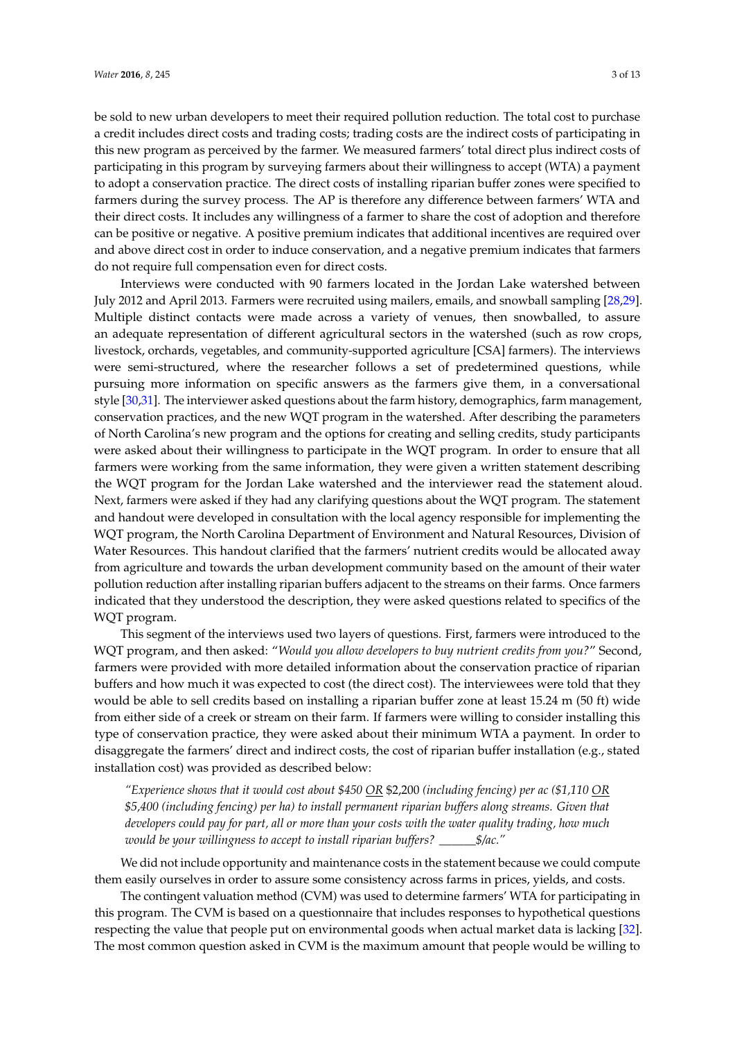be sold to new urban developers to meet their required pollution reduction. The total cost to purchase a credit includes direct costs and trading costs; trading costs are the indirect costs of participating in this new program as perceived by the farmer. We measured farmers' total direct plus indirect costs of participating in this program by surveying farmers about their willingness to accept (WTA) a payment to adopt a conservation practice. The direct costs of installing riparian buffer zones were specified to farmers during the survey process. The AP is therefore any difference between farmers' WTA and their direct costs. It includes any willingness of a farmer to share the cost of adoption and therefore can be positive or negative. A positive premium indicates that additional incentives are required over and above direct cost in order to induce conservation, and a negative premium indicates that farmers do not require full compensation even for direct costs.

Interviews were conducted with 90 farmers located in the Jordan Lake watershed between July 2012 and April 2013. Farmers were recruited using mailers, emails, and snowball sampling [28,29]. Multiple distinct contacts were made across a variety of venues, then snowballed, to assure an adequate representation of different agricultural sectors in the watershed (such as row crops, livestock, orchards, vegetables, and community-supported agriculture [CSA] farmers). The interviews were semi-structured, where the researcher follows a set of predetermined questions, while pursuing more information on specific answers as the farmers give them, in a conversational style [30,31]. The interviewer asked questions about the farm history, demographics, farm management, conservation practices, and the new WQT program in the watershed. After describing the parameters of North Carolina's new program and the options for creating and selling credits, study participants were asked about their willingness to participate in the WQT program. In order to ensure that all farmers were working from the same information, they were given a written statement describing the WQT program for the Jordan Lake watershed and the interviewer read the statement aloud. Next, farmers were asked if they had any clarifying questions about the WQT program. The statement and handout were developed in consultation with the local agency responsible for implementing the WQT program, the North Carolina Department of Environment and Natural Resources, Division of Water Resources. This handout clarified that the farmers' nutrient credits would be allocated away from agriculture and towards the urban development community based on the amount of their water pollution reduction after installing riparian buffers adjacent to the streams on their farms. Once farmers indicated that they understood the description, they were asked questions related to specifics of the WQT program.

This segment of the interviews used two layers of questions. First, farmers were introduced to the WQT program, and then asked: "*Would you allow developers to buy nutrient credits from you?*" Second, farmers were provided with more detailed information about the conservation practice of riparian buffers and how much it was expected to cost (the direct cost). The interviewees were told that they would be able to sell credits based on installing a riparian buffer zone at least 15.24 m (50 ft) wide from either side of a creek or stream on their farm. If farmers were willing to consider installing this type of conservation practice, they were asked about their minimum WTA a payment. In order to disaggregate the farmers' direct and indirect costs, the cost of riparian buffer installation (e.g., stated installation cost) was provided as described below:

> "*Experience shows that it would cost about $450 <u>OR</u> $2,200 (including fencing) per ac ($1,110 <u>OR</u> $5,400 (including fencing) per ha) to install permanent riparian buffers along streams. Given that developers could pay for part, all or more than your costs with the water quality trading, how much would be your willingness to accept to install riparian buffers? ______$/ac.*"

We did not include opportunity and maintenance costs in the statement because we could compute them easily ourselves in order to assure some consistency across farms in prices, yields, and costs.

The contingent valuation method (CVM) was used to determine farmers' WTA for participating in this program. The CVM is based on a questionnaire that includes responses to hypothetical questions respecting the value that people put on environmental goods when actual market data is lacking [32]. The most common question asked in CVM is the maximum amount that people would be willing to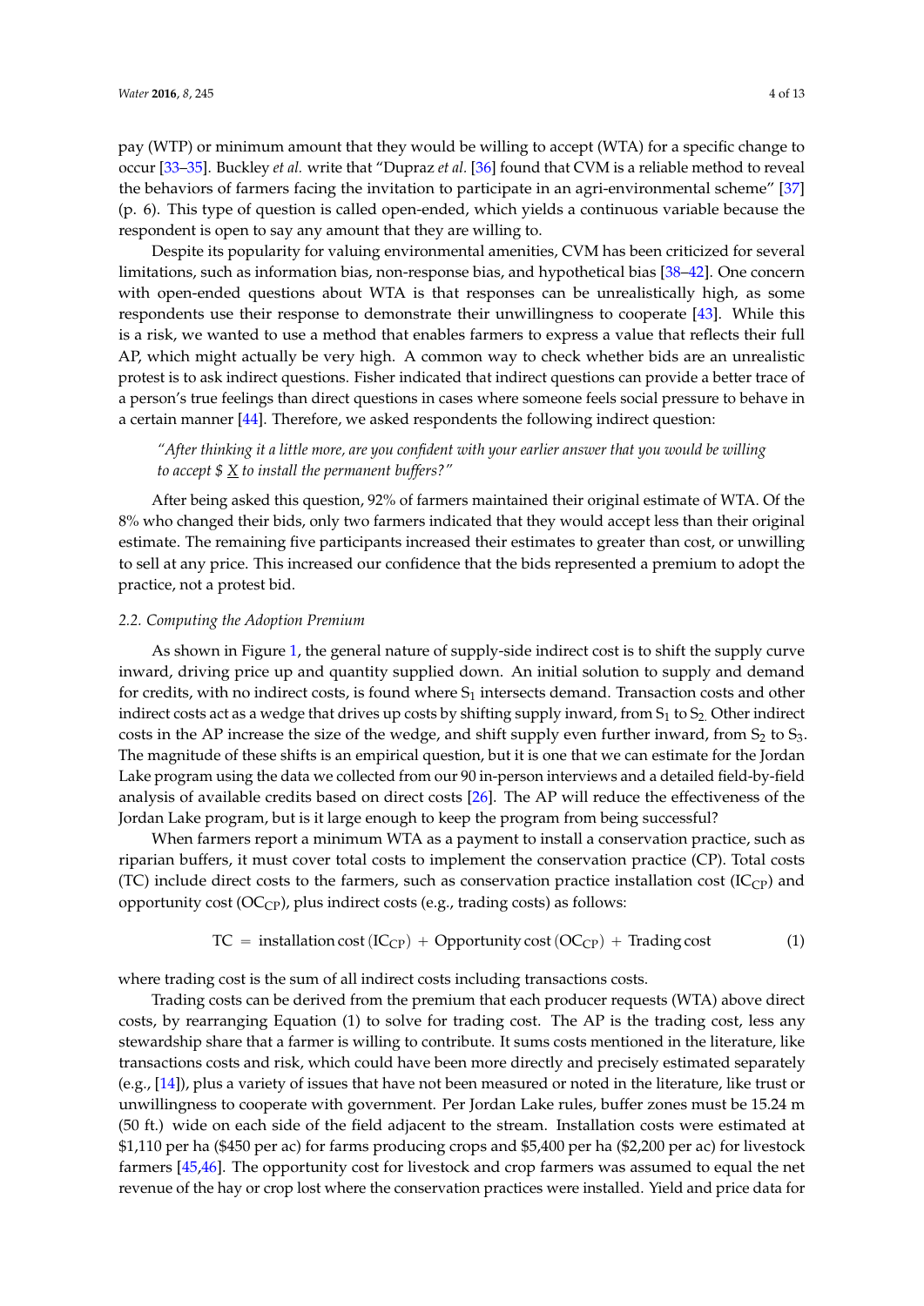pay (WTP) or minimum amount that they would be willing to accept (WTA) for a specific change to occur [33–35]. Buckley *et al.* write that "Dupraz *et al.* [36] found that CVM is a reliable method to reveal the behaviors of farmers facing the invitation to participate in an agri-environmental scheme" [37] (p. 6). This type of question is called open-ended, which yields a continuous variable because the respondent is open to say any amount that they are willing to.

Despite its popularity for valuing environmental amenities, CVM has been criticized for several limitations, such as information bias, non-response bias, and hypothetical bias [38–42]. One concern with open-ended questions about WTA is that responses can be unrealistically high, as some respondents use their response to demonstrate their unwillingness to cooperate [43]. While this is a risk, we wanted to use a method that enables farmers to express a value that reflects their full AP, which might actually be very high. A common way to check whether bids are an unrealistic protest is to ask indirect questions. Fisher indicated that indirect questions can provide a better trace of a person's true feelings than direct questions in cases where someone feels social pressure to behave in a certain manner [44]. Therefore, we asked respondents the following indirect question:

> *"After thinking it a little more, are you confident with your earlier answer that you would be willing to accept $ X to install the permanent buffers?"*

After being asked this question, 92% of farmers maintained their original estimate of WTA. Of the 8% who changed their bids, only two farmers indicated that they would accept less than their original estimate. The remaining five participants increased their estimates to greater than cost, or unwilling to sell at any price. This increased our confidence that the bids represented a premium to adopt the practice, not a protest bid.

### 2.2. Computing the Adoption Premium

As shown in Figure 1, the general nature of supply-side indirect cost is to shift the supply curve inward, driving price up and quantity supplied down. An initial solution to supply and demand for credits, with no indirect costs, is found where $S_1$ intersects demand. Transaction costs and other indirect costs act as a wedge that drives up costs by shifting supply inward, from $S_1$ to $S_2$. Other indirect costs in the AP increase the size of the wedge, and shift supply even further inward, from $S_2$ to $S_3$. The magnitude of these shifts is an empirical question, but it is one that we can estimate for the Jordan Lake program using the data we collected from our 90 in-person interviews and a detailed field-by-field analysis of available credits based on direct costs [26]. The AP will reduce the effectiveness of the Jordan Lake program, but is it large enough to keep the program from being successful?

When farmers report a minimum WTA as a payment to install a conservation practice, such as riparian buffers, it must cover total costs to implement the conservation practice (CP). Total costs (TC) include direct costs to the farmers, such as conservation practice installation cost ($IC_{CP}$) and opportunity cost ($OC_{CP}$), plus indirect costs (e.g., trading costs) as follows:

$$TC = \text{installation cost}\,(IC_{CP}) + \text{Opportunity cost}\,(OC_{CP}) + \text{Trading cost} \tag{1}$$

where trading cost is the sum of all indirect costs including transactions costs.

Trading costs can be derived from the premium that each producer requests (WTA) above direct costs, by rearranging Equation (1) to solve for trading cost. The AP is the trading cost, less any stewardship share that a farmer is willing to contribute. It sums costs mentioned in the literature, like transactions costs and risk, which could have been more directly and precisely estimated separately (e.g., [14]), plus a variety of issues that have not been measured or noted in the literature, like trust or unwillingness to cooperate with government. Per Jordan Lake rules, buffer zones must be 15.24 m (50 ft.) wide on each side of the field adjacent to the stream. Installation costs were estimated at $1,110 per ha ($450 per ac) for farms producing crops and $5,400 per ha ($2,200 per ac) for livestock farmers [45,46]. The opportunity cost for livestock and crop farmers was assumed to equal the net revenue of the hay or crop lost where the conservation practices were installed. Yield and price data for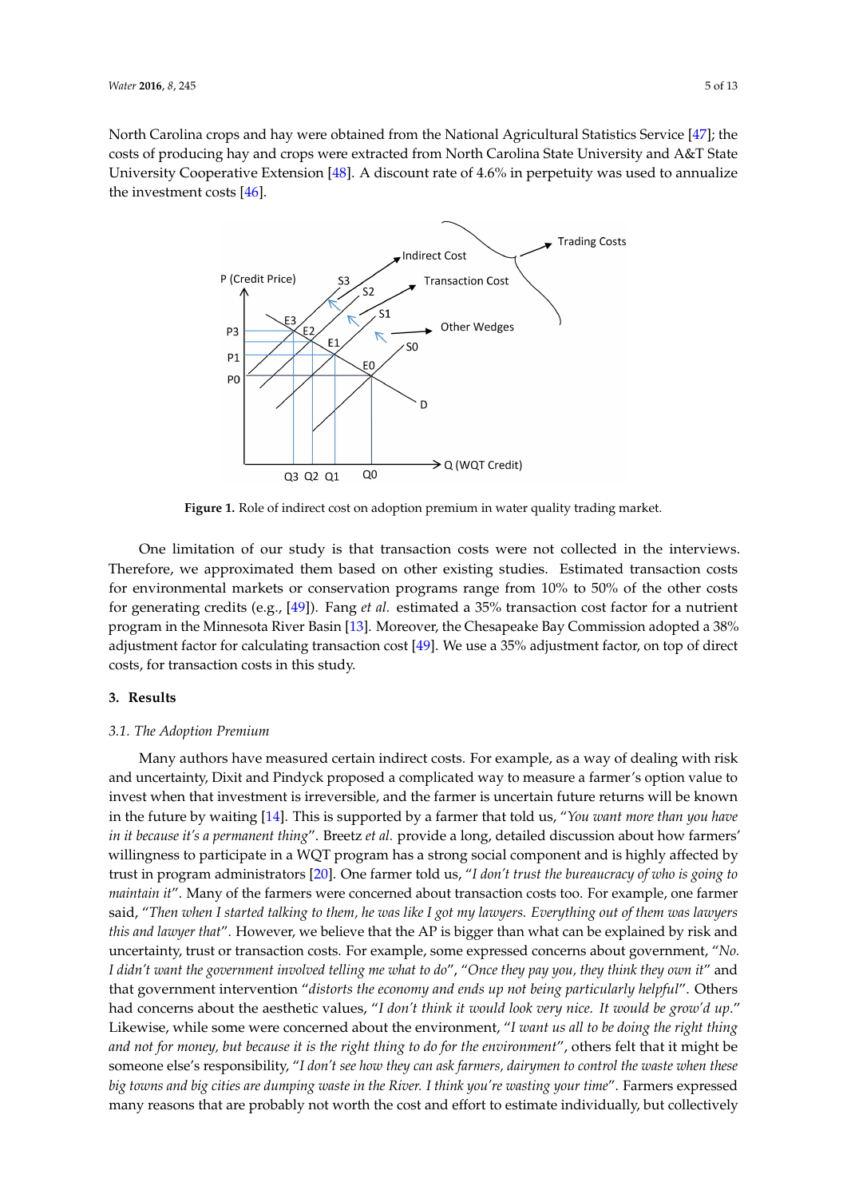North Carolina crops and hay were obtained from the National Agricultural Statistics Service [47]; the costs of producing hay and crops were extracted from North Carolina State University and A&T State University Cooperative Extension [48]. A discount rate of 4.6% in perpetuity was used to annualize the investment costs [46].

**Figure 1.** Role of indirect cost on adoption premium in water quality trading market.

One limitation of our study is that transaction costs were not collected in the interviews. Therefore, we approximated them based on other existing studies. Estimated transaction costs for environmental markets or conservation programs range from 10% to 50% of the other costs for generating credits (e.g., [49]). Fang *et al.* estimated a 35% transaction cost factor for a nutrient program in the Minnesota River Basin [13]. Moreover, the Chesapeake Bay Commission adopted a 38% adjustment factor for calculating transaction cost [49]. We use a 35% adjustment factor, on top of direct costs, for transaction costs in this study.

## 3. Results

### 3.1. The Adoption Premium

Many authors have measured certain indirect costs. For example, as a way of dealing with risk and uncertainty, Dixit and Pindyck proposed a complicated way to measure a farmer's option value to invest when that investment is irreversible, and the farmer is uncertain future returns will be known in the future by waiting [14]. This is supported by a farmer that told us, "*You want more than you have in it because it's a permanent thing*". Breetz *et al.* provide a long, detailed discussion about how farmers' willingness to participate in a WQT program has a strong social component and is highly affected by trust in program administrators [20]. One farmer told us, "*I don't trust the bureaucracy of who is going to maintain it*". Many of the farmers were concerned about transaction costs too. For example, one farmer said, "*Then when I started talking to them, he was like I got my lawyers. Everything out of them was lawyers this and lawyer that*". However, we believe that the AP is bigger than what can be explained by risk and uncertainty, trust or transaction costs. For example, some expressed concerns about government, "*No. I didn't want the government involved telling me what to do*", "*Once they pay you, they think they own it*" and that government intervention "*distorts the economy and ends up not being particularly helpful*". Others had concerns about the aesthetic values, "*I don't think it would look very nice. It would be grow'd up.*" Likewise, while some were concerned about the environment, "*I want us all to be doing the right thing and not for money, but because it is the right thing to do for the environment*", others felt that it might be someone else's responsibility, "*I don't see how they can ask farmers, dairymen to control the waste when these big towns and big cities are dumping waste in the River. I think you're wasting your time*". Farmers expressed many reasons that are probably not worth the cost and effort to estimate individually, but collectively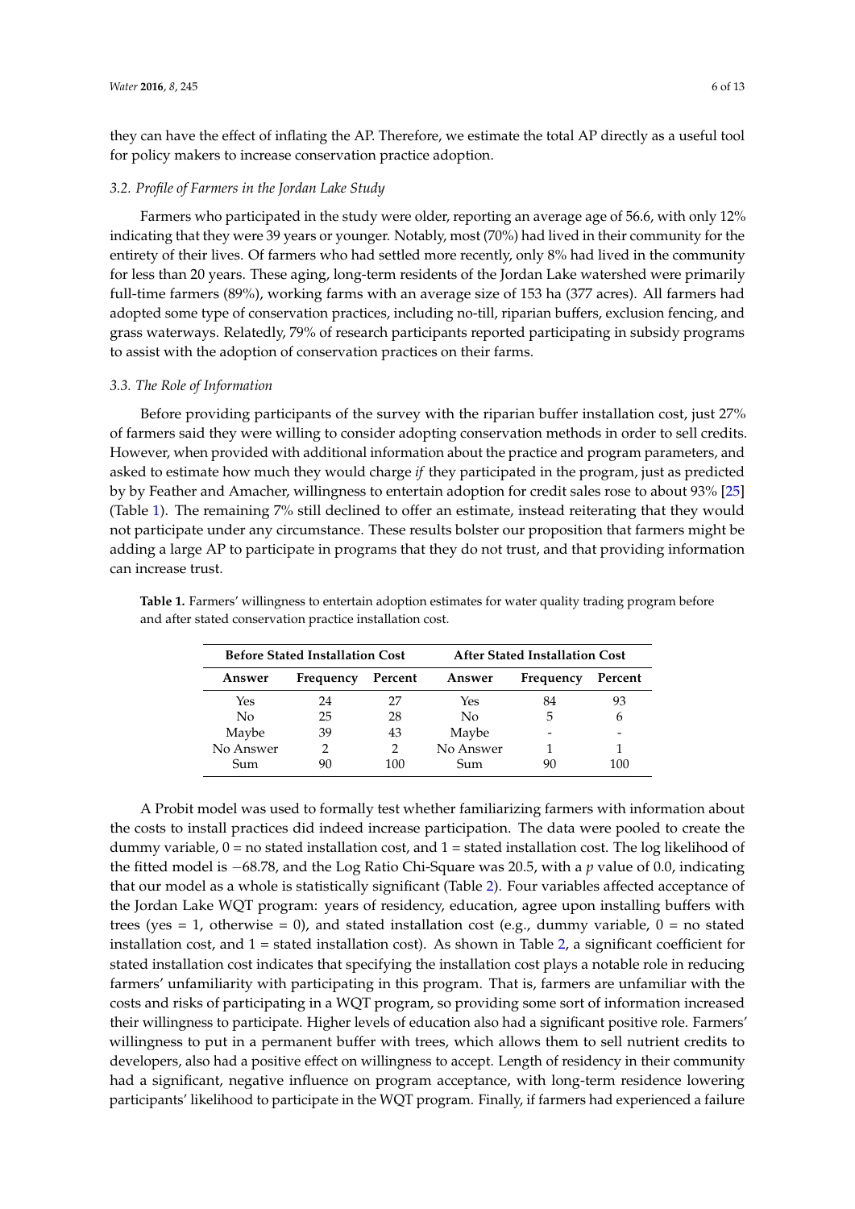they can have the effect of inflating the AP. Therefore, we estimate the total AP directly as a useful tool for policy makers to increase conservation practice adoption.

### *3.2. Profile of Farmers in the Jordan Lake Study*

Farmers who participated in the study were older, reporting an average age of 56.6, with only 12% indicating that they were 39 years or younger. Notably, most (70%) had lived in their community for the entirety of their lives. Of farmers who had settled more recently, only 8% had lived in the community for less than 20 years. These aging, long-term residents of the Jordan Lake watershed were primarily full-time farmers (89%), working farms with an average size of 153 ha (377 acres). All farmers had adopted some type of conservation practices, including no-till, riparian buffers, exclusion fencing, and grass waterways. Relatedly, 79% of research participants reported participating in subsidy programs to assist with the adoption of conservation practices on their farms.

### *3.3. The Role of Information*

Before providing participants of the survey with the riparian buffer installation cost, just 27% of farmers said they were willing to consider adopting conservation methods in order to sell credits. However, when provided with additional information about the practice and program parameters, and asked to estimate how much they would charge *if* they participated in the program, just as predicted by by Feather and Amacher, willingness to entertain adoption for credit sales rose to about 93% [25] (Table 1). The remaining 7% still declined to offer an estimate, instead reiterating that they would not participate under any circumstance. These results bolster our proposition that farmers might be adding a large AP to participate in programs that they do not trust, and that providing information can increase trust.

**Table 1.** Farmers' willingness to entertain adoption estimates for water quality trading program before and after stated conservation practice installation cost.

| Before Stated Installation Cost | | | After Stated Installation Cost | | |
|---|---|---|---|---|---|
| **Answer** | **Frequency** | **Percent** | **Answer** | **Frequency** | **Percent** |
| Yes | 24 | 27 | Yes | 84 | 93 |
| No | 25 | 28 | No | 5 | 6 |
| Maybe | 39 | 43 | Maybe | - | - |
| No Answer | 2 | 2 | No Answer | 1 | 1 |
| Sum | 90 | 100 | Sum | 90 | 100 |

A Probit model was used to formally test whether familiarizing farmers with information about the costs to install practices did indeed increase participation. The data were pooled to create the dummy variable, 0 = no stated installation cost, and 1 = stated installation cost. The log likelihood of the fitted model is −68.78, and the Log Ratio Chi-Square was 20.5, with a $p$ value of 0.0, indicating that our model as a whole is statistically significant (Table 2). Four variables affected acceptance of the Jordan Lake WQT program: years of residency, education, agree upon installing buffers with trees (yes = 1, otherwise = 0), and stated installation cost (e.g., dummy variable, 0 = no stated installation cost, and 1 = stated installation cost). As shown in Table 2, a significant coefficient for stated installation cost indicates that specifying the installation cost plays a notable role in reducing farmers' unfamiliarity with participating in this program. That is, farmers are unfamiliar with the costs and risks of participating in a WQT program, so providing some sort of information increased their willingness to participate. Higher levels of education also had a significant positive role. Farmers' willingness to put in a permanent buffer with trees, which allows them to sell nutrient credits to developers, also had a positive effect on willingness to accept. Length of residency in their community had a significant, negative influence on program acceptance, with long-term residence lowering participants' likelihood to participate in the WQT program. Finally, if farmers had experienced a failure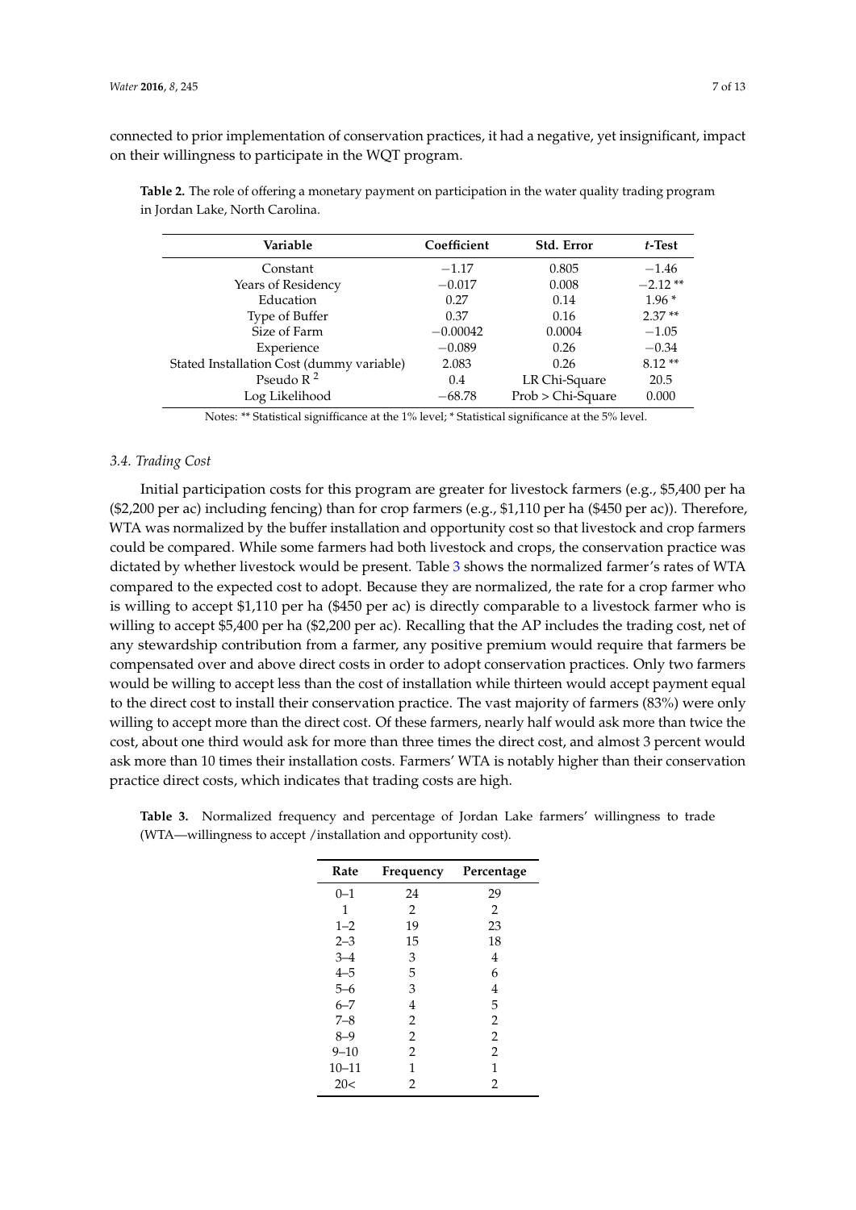connected to prior implementation of conservation practices, it had a negative, yet insignificant, impact on their willingness to participate in the WQT program.

**Table 2.** The role of offering a monetary payment on participation in the water quality trading program in Jordan Lake, North Carolina.

| Variable | Coefficient | Std. Error | *t*-Test |
|---|---|---|---|
| Constant | −1.17 | 0.805 | −1.46 |
| Years of Residency | −0.017 | 0.008 | −2.12 ** |
| Education | 0.27 | 0.14 | 1.96 * |
| Type of Buffer | 0.37 | 0.16 | 2.37 ** |
| Size of Farm | −0.00042 | 0.0004 | −1.05 |
| Experience | −0.089 | 0.26 | −0.34 |
| Stated Installation Cost (dummy variable) | 2.083 | 0.26 | 8.12 ** |
| Pseudo $R^2$ | 0.4 | LR Chi-Square | 20.5 |
| Log Likelihood | −68.78 | Prob > Chi-Square | 0.000 |

Notes: ** Statistical signifficance at the 1% level; * Statistical significance at the 5% level.

### 3.4. Trading Cost

Initial participation costs for this program are greater for livestock farmers (e.g., $5,400 per ha ($2,200 per ac) including fencing) than for crop farmers (e.g., $1,110 per ha ($450 per ac)). Therefore, WTA was normalized by the buffer installation and opportunity cost so that livestock and crop farmers could be compared. While some farmers had both livestock and crops, the conservation practice was dictated by whether livestock would be present. Table 3 shows the normalized farmer's rates of WTA compared to the expected cost to adopt. Because they are normalized, the rate for a crop farmer who is willing to accept $1,110 per ha ($450 per ac) is directly comparable to a livestock farmer who is willing to accept $5,400 per ha ($2,200 per ac). Recalling that the AP includes the trading cost, net of any stewardship contribution from a farmer, any positive premium would require that farmers be compensated over and above direct costs in order to adopt conservation practices. Only two farmers would be willing to accept less than the cost of installation while thirteen would accept payment equal to the direct cost to install their conservation practice. The vast majority of farmers (83%) were only willing to accept more than the direct cost. Of these farmers, nearly half would ask more than twice the cost, about one third would ask for more than three times the direct cost, and almost 3 percent would ask more than 10 times their installation costs. Farmers' WTA is notably higher than their conservation practice direct costs, which indicates that trading costs are high.

**Table 3.** Normalized frequency and percentage of Jordan Lake farmers' willingness to trade (WTA—willingness to accept /installation and opportunity cost).

| Rate | Frequency | Percentage |
|---|---|---|
| 0–1 | 24 | 29 |
| 1 | 2 | 2 |
| 1–2 | 19 | 23 |
| 2–3 | 15 | 18 |
| 3–4 | 3 | 4 |
| 4–5 | 5 | 6 |
| 5–6 | 3 | 4 |
| 6–7 | 4 | 5 |
| 7–8 | 2 | 2 |
| 8–9 | 2 | 2 |
| 9–10 | 2 | 2 |
| 10–11 | 1 | 1 |
| 20< | 2 | 2 |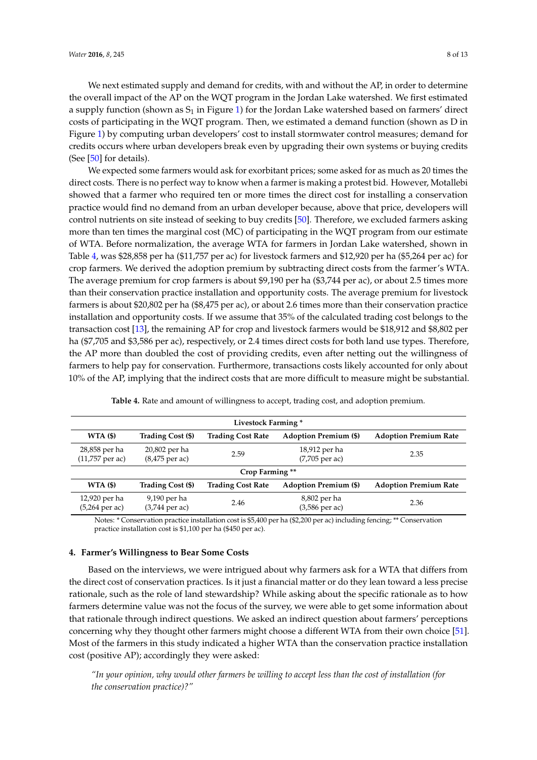We next estimated supply and demand for credits, with and without the AP, in order to determine the overall impact of the AP on the WQT program in the Jordan Lake watershed. We first estimated a supply function (shown as $S_1$ in Figure 1) for the Jordan Lake watershed based on farmers' direct costs of participating in the WQT program. Then, we estimated a demand function (shown as D in Figure 1) by computing urban developers' cost to install stormwater control measures; demand for credits occurs where urban developers break even by upgrading their own systems or buying credits (See [50] for details).

We expected some farmers would ask for exorbitant prices; some asked for as much as 20 times the direct costs. There is no perfect way to know when a farmer is making a protest bid. However, Motallebi showed that a farmer who required ten or more times the direct cost for installing a conservation practice would find no demand from an urban developer because, above that price, developers will control nutrients on site instead of seeking to buy credits [50]. Therefore, we excluded farmers asking more than ten times the marginal cost (MC) of participating in the WQT program from our estimate of WTA. Before normalization, the average WTA for farmers in Jordan Lake watershed, shown in Table 4, was $28,858 per ha ($11,757 per ac) for livestock farmers and $12,920 per ha ($5,264 per ac) for crop farmers. We derived the adoption premium by subtracting direct costs from the farmer's WTA. The average premium for crop farmers is about $9,190 per ha ($3,744 per ac), or about 2.5 times more than their conservation practice installation and opportunity costs. The average premium for livestock farmers is about $20,802 per ha ($8,475 per ac), or about 2.6 times more than their conservation practice installation and opportunity costs. If we assume that 35% of the calculated trading cost belongs to the transaction cost [13], the remaining AP for crop and livestock farmers would be $18,912 and $8,802 per ha ($7,705 and $3,586 per ac), respectively, or 2.4 times direct costs for both land use types. Therefore, the AP more than doubled the cost of providing credits, even after netting out the willingness of farmers to help pay for conservation. Furthermore, transactions costs likely accounted for only about 10% of the AP, implying that the indirect costs that are more difficult to measure might be substantial.

**Table 4.** Rate and amount of willingness to accept, trading cost, and adoption premium.

| Livestock Farming * | | | | |
|---|---|---|---|---|
| **WTA ($)** | **Trading Cost ($)** | **Trading Cost Rate** | **Adoption Premium ($)** | **Adoption Premium Rate** |
| 28,858 per ha (11,757 per ac) | 20,802 per ha (8,475 per ac) | 2.59 | 18,912 per ha (7,705 per ac) | 2.35 |
| **Crop Farming \*\*** | | | | |
| **WTA ($)** | **Trading Cost ($)** | **Trading Cost Rate** | **Adoption Premium ($)** | **Adoption Premium Rate** |
| 12,920 per ha (5,264 per ac) | 9,190 per ha (3,744 per ac) | 2.46 | 8,802 per ha (3,586 per ac) | 2.36 |

Notes: * Conservation practice installation cost is $5,400 per ha ($2,200 per ac) including fencing; ** Conservation practice installation cost is $1,100 per ha ($450 per ac).

## 4. Farmer's Willingness to Bear Some Costs

Based on the interviews, we were intrigued about why farmers ask for a WTA that differs from the direct cost of conservation practices. Is it just a financial matter or do they lean toward a less precise rationale, such as the role of land stewardship? While asking about the specific rationale as to how farmers determine value was not the focus of the survey, we were able to get some information about that rationale through indirect questions. We asked an indirect question about farmers' perceptions concerning why they thought other farmers might choose a different WTA from their own choice [51]. Most of the farmers in this study indicated a higher WTA than the conservation practice installation cost (positive AP); accordingly they were asked:

> *"In your opinion, why would other farmers be willing to accept less than the cost of installation (for the conservation practice)?"*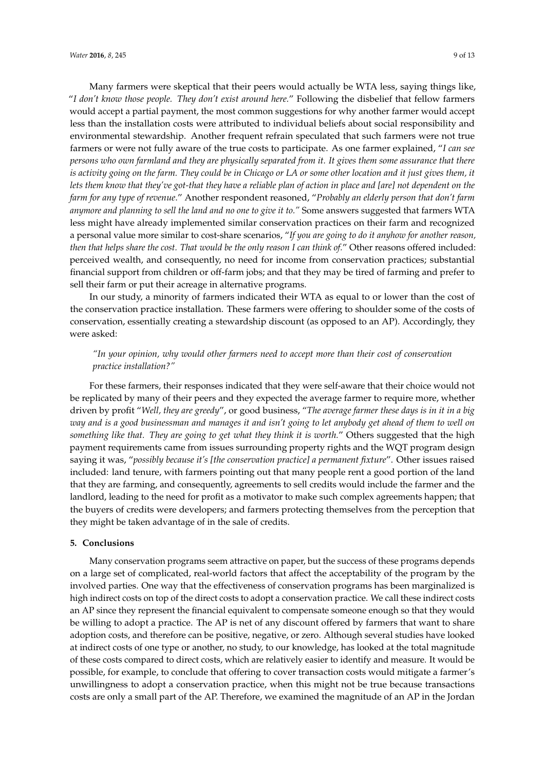Many farmers were skeptical that their peers would actually be WTA less, saying things like, "*I don't know those people. They don't exist around here.*" Following the disbelief that fellow farmers would accept a partial payment, the most common suggestions for why another farmer would accept less than the installation costs were attributed to individual beliefs about social responsibility and environmental stewardship. Another frequent refrain speculated that such farmers were not true farmers or were not fully aware of the true costs to participate. As one farmer explained, "*I can see persons who own farmland and they are physically separated from it. It gives them some assurance that there is activity going on the farm. They could be in Chicago or LA or some other location and it just gives them, it lets them know that they've got-that they have a reliable plan of action in place and [are] not dependent on the farm for any type of revenue*." Another respondent reasoned, "*Probably an elderly person that don't farm anymore and planning to sell the land and no one to give it to.*" Some answers suggested that farmers WTA less might have already implemented similar conservation practices on their farm and recognized a personal value more similar to cost-share scenarios, "*If you are going to do it anyhow for another reason, then that helps share the cost. That would be the only reason I can think of.*" Other reasons offered included: perceived wealth, and consequently, no need for income from conservation practices; substantial financial support from children or off-farm jobs; and that they may be tired of farming and prefer to sell their farm or put their acreage in alternative programs.

In our study, a minority of farmers indicated their WTA as equal to or lower than the cost of the conservation practice installation. These farmers were offering to shoulder some of the costs of conservation, essentially creating a stewardship discount (as opposed to an AP). Accordingly, they were asked:

> *"In your opinion, why would other farmers need to accept more than their cost of conservation practice installation?"*

For these farmers, their responses indicated that they were self-aware that their choice would not be replicated by many of their peers and they expected the average farmer to require more, whether driven by profit "*Well, they are greedy*", or good business, "*The average farmer these days is in it in a big way and is a good businessman and manages it and isn't going to let anybody get ahead of them to well on something like that. They are going to get what they think it is worth.*" Others suggested that the high payment requirements came from issues surrounding property rights and the WQT program design saying it was, "*possibly because it's [the conservation practice] a permanent fixture*". Other issues raised included: land tenure, with farmers pointing out that many people rent a good portion of the land that they are farming, and consequently, agreements to sell credits would include the farmer and the landlord, leading to the need for profit as a motivator to make such complex agreements happen; that the buyers of credits were developers; and farmers protecting themselves from the perception that they might be taken advantage of in the sale of credits.

## 5. Conclusions

Many conservation programs seem attractive on paper, but the success of these programs depends on a large set of complicated, real-world factors that affect the acceptability of the program by the involved parties. One way that the effectiveness of conservation programs has been marginalized is high indirect costs on top of the direct costs to adopt a conservation practice. We call these indirect costs an AP since they represent the financial equivalent to compensate someone enough so that they would be willing to adopt a practice. The AP is net of any discount offered by farmers that want to share adoption costs, and therefore can be positive, negative, or zero. Although several studies have looked at indirect costs of one type or another, no study, to our knowledge, has looked at the total magnitude of these costs compared to direct costs, which are relatively easier to identify and measure. It would be possible, for example, to conclude that offering to cover transaction costs would mitigate a farmer's unwillingness to adopt a conservation practice, when this might not be true because transactions costs are only a small part of the AP. Therefore, we examined the magnitude of an AP in the Jordan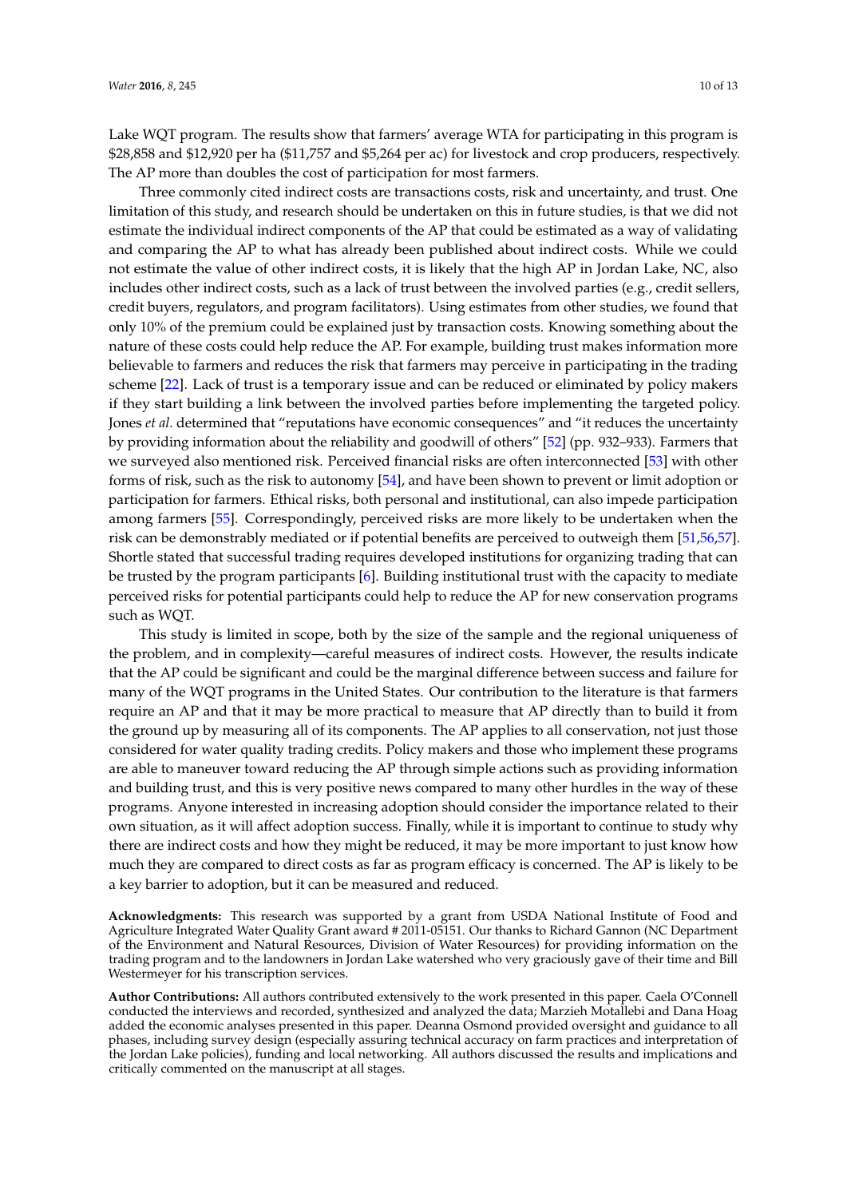Lake WQT program. The results show that farmers' average WTA for participating in this program is $28,858 and $12,920 per ha ($11,757 and $5,264 per ac) for livestock and crop producers, respectively. The AP more than doubles the cost of participation for most farmers.

Three commonly cited indirect costs are transactions costs, risk and uncertainty, and trust. One limitation of this study, and research should be undertaken on this in future studies, is that we did not estimate the individual indirect components of the AP that could be estimated as a way of validating and comparing the AP to what has already been published about indirect costs. While we could not estimate the value of other indirect costs, it is likely that the high AP in Jordan Lake, NC, also includes other indirect costs, such as a lack of trust between the involved parties (e.g., credit sellers, credit buyers, regulators, and program facilitators). Using estimates from other studies, we found that only 10% of the premium could be explained just by transaction costs. Knowing something about the nature of these costs could help reduce the AP. For example, building trust makes information more believable to farmers and reduces the risk that farmers may perceive in participating in the trading scheme [22]. Lack of trust is a temporary issue and can be reduced or eliminated by policy makers if they start building a link between the involved parties before implementing the targeted policy. Jones *et al.* determined that "reputations have economic consequences" and "it reduces the uncertainty by providing information about the reliability and goodwill of others" [52] (pp. 932–933). Farmers that we surveyed also mentioned risk. Perceived financial risks are often interconnected [53] with other forms of risk, such as the risk to autonomy [54], and have been shown to prevent or limit adoption or participation for farmers. Ethical risks, both personal and institutional, can also impede participation among farmers [55]. Correspondingly, perceived risks are more likely to be undertaken when the risk can be demonstrably mediated or if potential benefits are perceived to outweigh them [51,56,57]. Shortle stated that successful trading requires developed institutions for organizing trading that can be trusted by the program participants [6]. Building institutional trust with the capacity to mediate perceived risks for potential participants could help to reduce the AP for new conservation programs such as WQT.

This study is limited in scope, both by the size of the sample and the regional uniqueness of the problem, and in complexity—careful measures of indirect costs. However, the results indicate that the AP could be significant and could be the marginal difference between success and failure for many of the WQT programs in the United States. Our contribution to the literature is that farmers require an AP and that it may be more practical to measure that AP directly than to build it from the ground up by measuring all of its components. The AP applies to all conservation, not just those considered for water quality trading credits. Policy makers and those who implement these programs are able to maneuver toward reducing the AP through simple actions such as providing information and building trust, and this is very positive news compared to many other hurdles in the way of these programs. Anyone interested in increasing adoption should consider the importance related to their own situation, as it will affect adoption success. Finally, while it is important to continue to study why there are indirect costs and how they might be reduced, it may be more important to just know how much they are compared to direct costs as far as program efficacy is concerned. The AP is likely to be a key barrier to adoption, but it can be measured and reduced.

**Acknowledgments:** This research was supported by a grant from USDA National Institute of Food and Agriculture Integrated Water Quality Grant award # 2011-05151. Our thanks to Richard Gannon (NC Department of the Environment and Natural Resources, Division of Water Resources) for providing information on the trading program and to the landowners in Jordan Lake watershed who very graciously gave of their time and Bill Westermeyer for his transcription services.

**Author Contributions:** All authors contributed extensively to the work presented in this paper. Caela O'Connell conducted the interviews and recorded, synthesized and analyzed the data; Marzieh Motallebi and Dana Hoag added the economic analyses presented in this paper. Deanna Osmond provided oversight and guidance to all phases, including survey design (especially assuring technical accuracy on farm practices and interpretation of the Jordan Lake policies), funding and local networking. All authors discussed the results and implications and critically commented on the manuscript at all stages.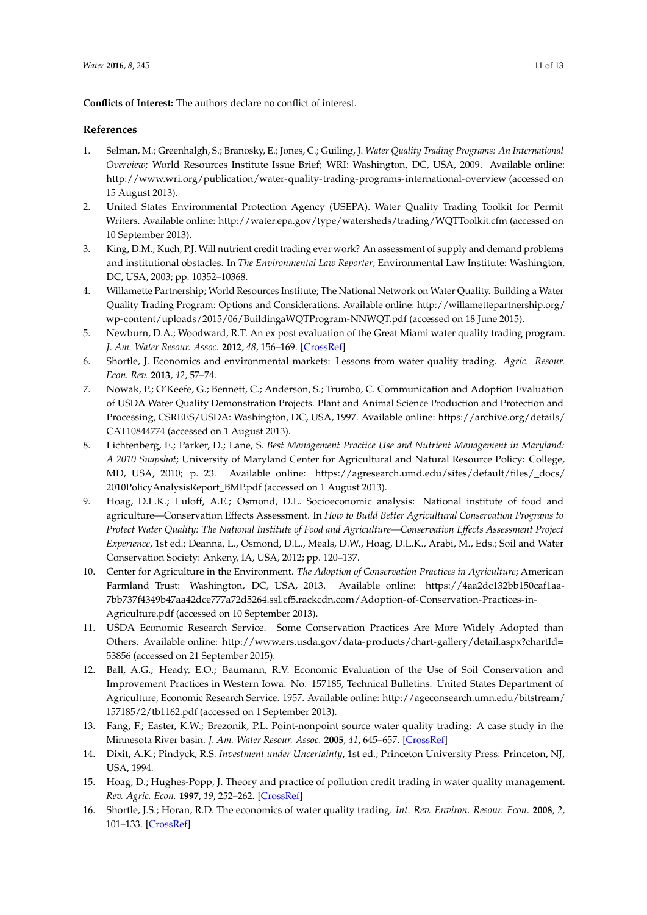**Conflicts of Interest:** The authors declare no conflict of interest.

## References

1. Selman, M.; Greenhalgh, S.; Branosky, E.; Jones, C.; Guiling, J. *Water Quality Trading Programs: An International Overview*; World Resources Institute Issue Brief; WRI: Washington, DC, USA, 2009. Available online: http://www.wri.org/publication/water-quality-trading-programs-international-overview (accessed on 15 August 2013).
2. United States Environmental Protection Agency (USEPA). Water Quality Trading Toolkit for Permit Writers. Available online: http://water.epa.gov/type/watersheds/trading/WQTToolkit.cfm (accessed on 10 September 2013).
3. King, D.M.; Kuch, P.J. Will nutrient credit trading ever work? An assessment of supply and demand problems and institutional obstacles. In *The Environmental Law Reporter*; Environmental Law Institute: Washington, DC, USA, 2003; pp. 10352–10368.
4. Willamette Partnership; World Resources Institute; The National Network on Water Quality. Building a Water Quality Trading Program: Options and Considerations. Available online: http://willamettepartnership.org/wp-content/uploads/2015/06/BuildingaWQTProgram-NNWQT.pdf (accessed on 18 June 2015).
5. Newburn, D.A.; Woodward, R.T. An ex post evaluation of the Great Miami water quality trading program. *J. Am. Water Resour. Assoc.* **2012**, *48*, 156–169. [CrossRef]
6. Shortle, J. Economics and environmental markets: Lessons from water quality trading. *Agric. Resour. Econ. Rev.* **2013**, *42*, 57–74.
7. Nowak, P.; O'Keefe, G.; Bennett, C.; Anderson, S.; Trumbo, C. Communication and Adoption Evaluation of USDA Water Quality Demonstration Projects. Plant and Animal Science Production and Protection and Processing, CSREES/USDA: Washington, DC, USA, 1997. Available online: https://archive.org/details/CAT10844774 (accessed on 1 August 2013).
8. Lichtenberg, E.; Parker, D.; Lane, S. *Best Management Practice Use and Nutrient Management in Maryland: A 2010 Snapshot*; University of Maryland Center for Agricultural and Natural Resource Policy: College, MD, USA, 2010; p. 23. Available online: https://agresearch.umd.edu/sites/default/files/_docs/2010PolicyAnalysisReport_BMP.pdf (accessed on 1 August 2013).
9. Hoag, D.L.K.; Luloff, A.E.; Osmond, D.L. Socioeconomic analysis: National institute of food and agriculture—Conservation Effects Assessment. In *How to Build Better Agricultural Conservation Programs to Protect Water Quality: The National Institute of Food and Agriculture—Conservation Effects Assessment Project Experience*, 1st ed.; Deanna, L., Osmond, D.L., Meals, D.W., Hoag, D.L.K., Arabi, M., Eds.; Soil and Water Conservation Society: Ankeny, IA, USA, 2012; pp. 120–137.
10. Center for Agriculture in the Environment. *The Adoption of Conservation Practices in Agriculture*; American Farmland Trust: Washington, DC, USA, 2013. Available online: https://4aa2dc132bb150caf1aa-7bb737f4349b47aa42dce777a72d5264.ssl.cf5.rackcdn.com/Adoption-of-Conservation-Practices-in-Agriculture.pdf (accessed on 10 September 2013).
11. USDA Economic Research Service. Some Conservation Practices Are More Widely Adopted than Others. Available online: http://www.ers.usda.gov/data-products/chart-gallery/detail.aspx?chartId=53856 (accessed on 21 September 2015).
12. Ball, A.G.; Heady, E.O.; Baumann, R.V. Economic Evaluation of the Use of Soil Conservation and Improvement Practices in Western Iowa. No. 157185, Technical Bulletins. United States Department of Agriculture, Economic Research Service. 1957. Available online: http://ageconsearch.umn.edu/bitstream/157185/2/tb1162.pdf (accessed on 1 September 2013).
13. Fang, F.; Easter, K.W.; Brezonik, P.L. Point-nonpoint source water quality trading: A case study in the Minnesota River basin. *J. Am. Water Resour. Assoc.* **2005**, *41*, 645–657. [CrossRef]
14. Dixit, A.K.; Pindyck, R.S. *Investment under Uncertainty*, 1st ed.; Princeton University Press: Princeton, NJ, USA, 1994.
15. Hoag, D.; Hughes-Popp, J. Theory and practice of pollution credit trading in water quality management. *Rev. Agric. Econ.* **1997**, *19*, 252–262. [CrossRef]
16. Shortle, J.S.; Horan, R.D. The economics of water quality trading. *Int. Rev. Environ. Resour. Econ.* **2008**, *2*, 101–133. [CrossRef]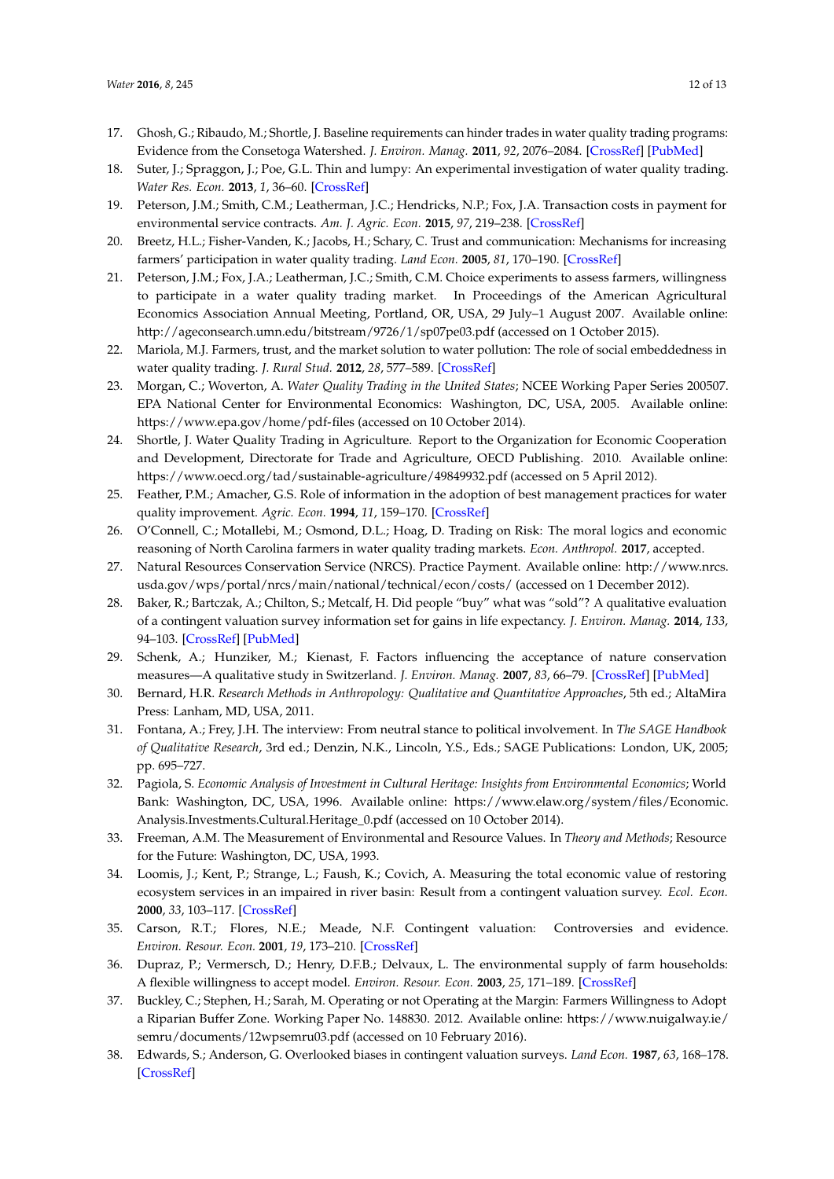17. Ghosh, G.; Ribaudo, M.; Shortle, J. Baseline requirements can hinder trades in water quality trading programs: Evidence from the Consetoga Watershed. *J. Environ. Manag.* **2011**, *92*, 2076–2084. [CrossRef] [PubMed]
18. Suter, J.; Spraggon, J.; Poe, G.L. Thin and lumpy: An experimental investigation of water quality trading. *Water Res. Econ.* **2013**, *1*, 36–60. [CrossRef]
19. Peterson, J.M.; Smith, C.M.; Leatherman, J.C.; Hendricks, N.P.; Fox, J.A. Transaction costs in payment for environmental service contracts. *Am. J. Agric. Econ.* **2015**, *97*, 219–238. [CrossRef]
20. Breetz, H.L.; Fisher-Vanden, K.; Jacobs, H.; Schary, C. Trust and communication: Mechanisms for increasing farmers' participation in water quality trading. *Land Econ.* **2005**, *81*, 170–190. [CrossRef]
21. Peterson, J.M.; Fox, J.A.; Leatherman, J.C.; Smith, C.M. Choice experiments to assess farmers, willingness to participate in a water quality trading market. In Proceedings of the American Agricultural Economics Association Annual Meeting, Portland, OR, USA, 29 July–1 August 2007. Available online: http://ageconsearch.umn.edu/bitstream/9726/1/sp07pe03.pdf (accessed on 1 October 2015).
22. Mariola, M.J. Farmers, trust, and the market solution to water pollution: The role of social embeddedness in water quality trading. *J. Rural Stud.* **2012**, *28*, 577–589. [CrossRef]
23. Morgan, C.; Woverton, A. *Water Quality Trading in the United States*; NCEE Working Paper Series 200507. EPA National Center for Environmental Economics: Washington, DC, USA, 2005. Available online: https://www.epa.gov/home/pdf-files (accessed on 10 October 2014).
24. Shortle, J. Water Quality Trading in Agriculture. Report to the Organization for Economic Cooperation and Development, Directorate for Trade and Agriculture, OECD Publishing. 2010. Available online: https://www.oecd.org/tad/sustainable-agriculture/49849932.pdf (accessed on 5 April 2012).
25. Feather, P.M.; Amacher, G.S. Role of information in the adoption of best management practices for water quality improvement. *Agric. Econ.* **1994**, *11*, 159–170. [CrossRef]
26. O'Connell, C.; Motallebi, M.; Osmond, D.L.; Hoag, D. Trading on Risk: The moral logics and economic reasoning of North Carolina farmers in water quality trading markets. *Econ. Anthropol.* **2017**, accepted.
27. Natural Resources Conservation Service (NRCS). Practice Payment. Available online: http://www.nrcs.usda.gov/wps/portal/nrcs/main/national/technical/econ/costs/ (accessed on 1 December 2012).
28. Baker, R.; Bartczak, A.; Chilton, S.; Metcalf, H. Did people "buy" what was "sold"? A qualitative evaluation of a contingent valuation survey information set for gains in life expectancy. *J. Environ. Manag.* **2014**, *133*, 94–103. [CrossRef] [PubMed]
29. Schenk, A.; Hunziker, M.; Kienast, F. Factors influencing the acceptance of nature conservation measures—A qualitative study in Switzerland. *J. Environ. Manag.* **2007**, *83*, 66–79. [CrossRef] [PubMed]
30. Bernard, H.R. *Research Methods in Anthropology: Qualitative and Quantitative Approaches*, 5th ed.; AltaMira Press: Lanham, MD, USA, 2011.
31. Fontana, A.; Frey, J.H. The interview: From neutral stance to political involvement. In *The SAGE Handbook of Qualitative Research*, 3rd ed.; Denzin, N.K., Lincoln, Y.S., Eds.; SAGE Publications: London, UK, 2005; pp. 695–727.
32. Pagiola, S. *Economic Analysis of Investment in Cultural Heritage: Insights from Environmental Economics*; World Bank: Washington, DC, USA, 1996. Available online: https://www.elaw.org/system/files/Economic.Analysis.Investments.Cultural.Heritage_0.pdf (accessed on 10 October 2014).
33. Freeman, A.M. The Measurement of Environmental and Resource Values. In *Theory and Methods*; Resource for the Future: Washington, DC, USA, 1993.
34. Loomis, J.; Kent, P.; Strange, L.; Faush, K.; Covich, A. Measuring the total economic value of restoring ecosystem services in an impaired in river basin: Result from a contingent valuation survey. *Ecol. Econ.* **2000**, *33*, 103–117. [CrossRef]
35. Carson, R.T.; Flores, N.E.; Meade, N.F. Contingent valuation: Controversies and evidence. *Environ. Resour. Econ.* **2001**, *19*, 173–210. [CrossRef]
36. Dupraz, P.; Vermersch, D.; Henry, D.F.B.; Delvaux, L. The environmental supply of farm households: A flexible willingness to accept model. *Environ. Resour. Econ.* **2003**, *25*, 171–189. [CrossRef]
37. Buckley, C.; Stephen, H.; Sarah, M. Operating or not Operating at the Margin: Farmers Willingness to Adopt a Riparian Buffer Zone. Working Paper No. 148830. 2012. Available online: https://www.nuigalway.ie/semru/documents/12wpsemru03.pdf (accessed on 10 February 2016).
38. Edwards, S.; Anderson, G. Overlooked biases in contingent valuation surveys. *Land Econ.* **1987**, *63*, 168–178. [CrossRef]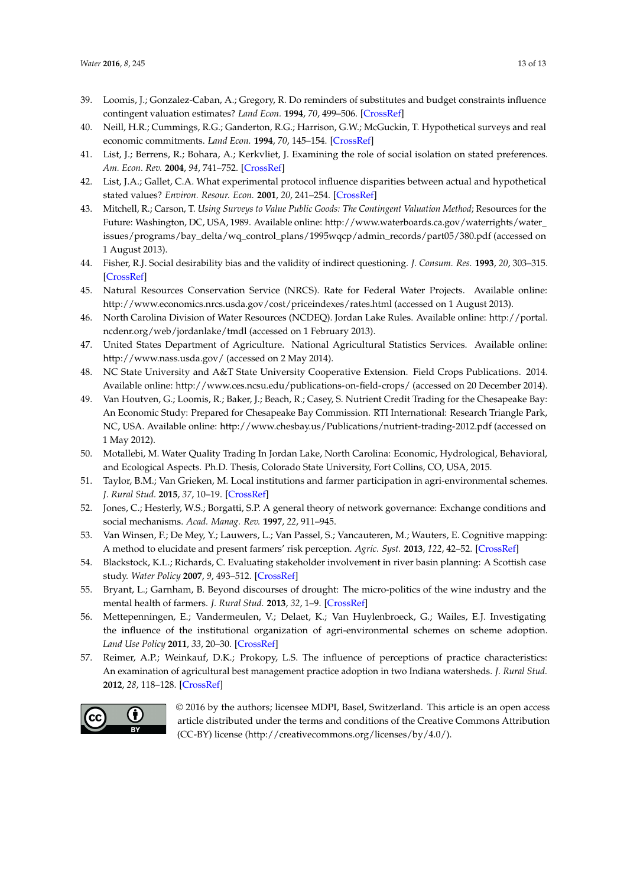39. Loomis, J.; Gonzalez-Caban, A.; Gregory, R. Do reminders of substitutes and budget constraints influence contingent valuation estimates? *Land Econ.* **1994**, *70*, 499–506. [CrossRef]
40. Neill, H.R.; Cummings, R.G.; Ganderton, R.G.; Harrison, G.W.; McGuckin, T. Hypothetical surveys and real economic commitments. *Land Econ.* **1994**, *70*, 145–154. [CrossRef]
41. List, J.; Berrens, R.; Bohara, A.; Kerkvliet, J. Examining the role of social isolation on stated preferences. *Am. Econ. Rev.* **2004**, *94*, 741–752. [CrossRef]
42. List, J.A.; Gallet, C.A. What experimental protocol influence disparities between actual and hypothetical stated values? *Environ. Resour. Econ.* **2001**, *20*, 241–254. [CrossRef]
43. Mitchell, R.; Carson, T. *Using Surveys to Value Public Goods: The Contingent Valuation Method*; Resources for the Future: Washington, DC, USA, 1989. Available online: http://www.waterboards.ca.gov/waterrights/water_issues/programs/bay_delta/wq_control_plans/1995wqcp/admin_records/part05/380.pdf (accessed on 1 August 2013).
44. Fisher, R.J. Social desirability bias and the validity of indirect questioning. *J. Consum. Res.* **1993**, *20*, 303–315. [CrossRef]
45. Natural Resources Conservation Service (NRCS). Rate for Federal Water Projects. Available online: http://www.economics.nrcs.usda.gov/cost/priceindexes/rates.html (accessed on 1 August 2013).
46. North Carolina Division of Water Resources (NCDEQ). Jordan Lake Rules. Available online: http://portal.ncdenr.org/web/jordanlake/tmdl (accessed on 1 February 2013).
47. United States Department of Agriculture. National Agricultural Statistics Services. Available online: http://www.nass.usda.gov/ (accessed on 2 May 2014).
48. NC State University and A&T State University Cooperative Extension. Field Crops Publications. 2014. Available online: http://www.ces.ncsu.edu/publications-on-field-crops/ (accessed on 20 December 2014).
49. Van Houtven, G.; Loomis, R.; Baker, J.; Beach, R.; Casey, S. Nutrient Credit Trading for the Chesapeake Bay: An Economic Study: Prepared for Chesapeake Bay Commission. RTI International: Research Triangle Park, NC, USA. Available online: http://www.chesbay.us/Publications/nutrient-trading-2012.pdf (accessed on 1 May 2012).
50. Motallebi, M. Water Quality Trading In Jordan Lake, North Carolina: Economic, Hydrological, Behavioral, and Ecological Aspects. Ph.D. Thesis, Colorado State University, Fort Collins, CO, USA, 2015.
51. Taylor, B.M.; Van Grieken, M. Local institutions and farmer participation in agri-environmental schemes. *J. Rural Stud.* **2015**, *37*, 10–19. [CrossRef]
52. Jones, C.; Hesterly, W.S.; Borgatti, S.P. A general theory of network governance: Exchange conditions and social mechanisms. *Acad. Manag. Rev.* **1997**, *22*, 911–945.
53. Van Winsen, F.; De Mey, Y.; Lauwers, L.; Van Passel, S.; Vancauteren, M.; Wauters, E. Cognitive mapping: A method to elucidate and present farmers' risk perception. *Agric. Syst.* **2013**, *122*, 42–52. [CrossRef]
54. Blackstock, K.L.; Richards, C. Evaluating stakeholder involvement in river basin planning: A Scottish case study. *Water Policy* **2007**, *9*, 493–512. [CrossRef]
55. Bryant, L.; Garnham, B. Beyond discourses of drought: The micro-politics of the wine industry and the mental health of farmers. *J. Rural Stud.* **2013**, *32*, 1–9. [CrossRef]
56. Mettepenningen, E.; Vandermeulen, V.; Delaet, K.; Van Huylenbroeck, G.; Wailes, E.J. Investigating the influence of the institutional organization of agri-environmental schemes on scheme adoption. *Land Use Policy* **2011**, *33*, 20–30. [CrossRef]
57. Reimer, A.P.; Weinkauf, D.K.; Prokopy, L.S. The influence of perceptions of practice characteristics: An examination of agricultural best management practice adoption in two Indiana watersheds. *J. Rural Stud.* **2012**, *28*, 118–128. [CrossRef]

© 2016 by the authors; licensee MDPI, Basel, Switzerland. This article is an open access article distributed under the terms and conditions of the Creative Commons Attribution (CC-BY) license (http://creativecommons.org/licenses/by/4.0/).